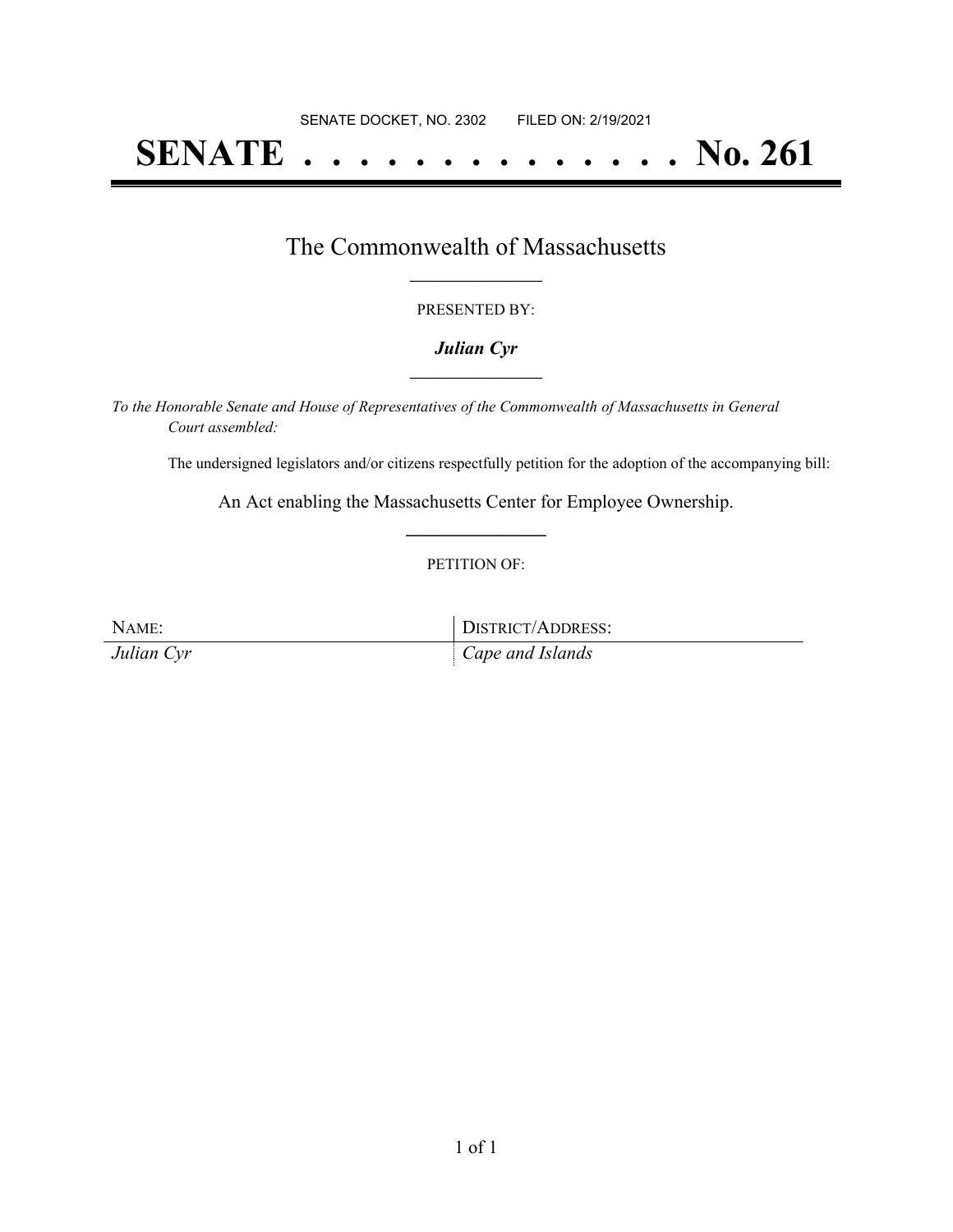SENATE DOCKET, NO. 2302 FILED ON: 2/19/2021

# SENATE . . . . . . . . . . . . . . No. 261

## The Commonwealth of Massachusetts

PRESENTED BY:

***Julian Cyr***

*To the Honorable Senate and House of Representatives of the Commonwealth of Massachusetts in General Court assembled:*

The undersigned legislators and/or citizens respectfully petition for the adoption of the accompanying bill:

An Act enabling the Massachusetts Center for Employee Ownership.

PETITION OF:

| NAME: | DISTRICT/ADDRESS: |
| --- | --- |
| *Julian Cyr* | *Cape and Islands* |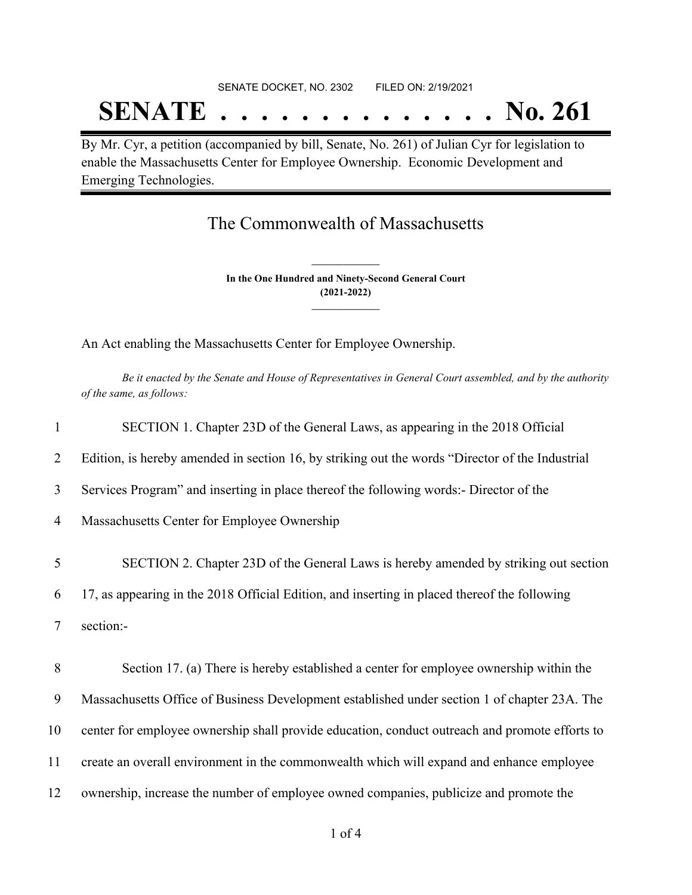SENATE DOCKET, NO. 2302 FILED ON: 2/19/2021

# SENATE . . . . . . . . . . . . . . No. 261

By Mr. Cyr, a petition (accompanied by bill, Senate, No. 261) of Julian Cyr for legislation to enable the Massachusetts Center for Employee Ownership. Economic Development and Emerging Technologies.

## The Commonwealth of Massachusetts

**In the One Hundred and Ninety-Second General Court**
**(2021-2022)**

An Act enabling the Massachusetts Center for Employee Ownership.

*Be it enacted by the Senate and House of Representatives in General Court assembled, and by the authority of the same, as follows:*

1 SECTION 1. Chapter 23D of the General Laws, as appearing in the 2018 Official
2 Edition, is hereby amended in section 16, by striking out the words "Director of the Industrial
3 Services Program" and inserting in place thereof the following words:- Director of the
4 Massachusetts Center for Employee Ownership

5 SECTION 2. Chapter 23D of the General Laws is hereby amended by striking out section
6 17, as appearing in the 2018 Official Edition, and inserting in placed thereof the following
7 section:-

8 Section 17. (a) There is hereby established a center for employee ownership within the
9 Massachusetts Office of Business Development established under section 1 of chapter 23A. The
10 center for employee ownership shall provide education, conduct outreach and promote efforts to
11 create an overall environment in the commonwealth which will expand and enhance employee
12 ownership, increase the number of employee owned companies, publicize and promote the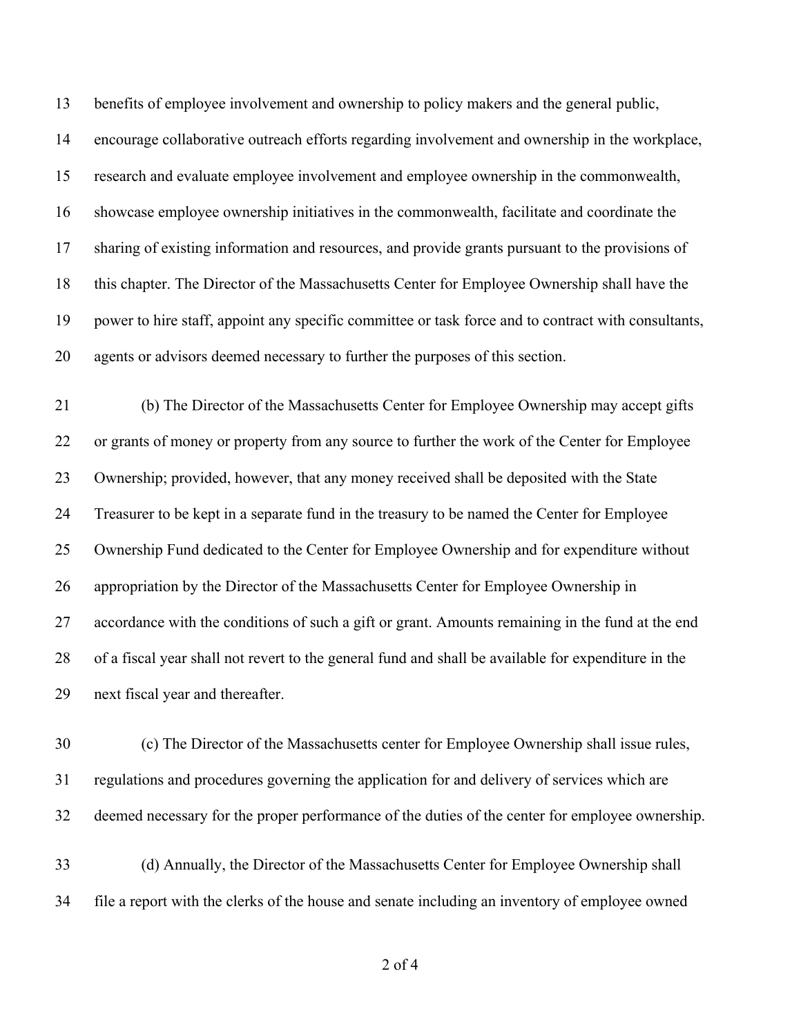benefits of employee involvement and ownership to policy makers and the general public, encourage collaborative outreach efforts regarding involvement and ownership in the workplace, research and evaluate employee involvement and employee ownership in the commonwealth, showcase employee ownership initiatives in the commonwealth, facilitate and coordinate the sharing of existing information and resources, and provide grants pursuant to the provisions of this chapter. The Director of the Massachusetts Center for Employee Ownership shall have the power to hire staff, appoint any specific committee or task force and to contract with consultants, agents or advisors deemed necessary to further the purposes of this section.

(b) The Director of the Massachusetts Center for Employee Ownership may accept gifts or grants of money or property from any source to further the work of the Center for Employee Ownership; provided, however, that any money received shall be deposited with the State Treasurer to be kept in a separate fund in the treasury to be named the Center for Employee Ownership Fund dedicated to the Center for Employee Ownership and for expenditure without appropriation by the Director of the Massachusetts Center for Employee Ownership in accordance with the conditions of such a gift or grant. Amounts remaining in the fund at the end of a fiscal year shall not revert to the general fund and shall be available for expenditure in the next fiscal year and thereafter.

(c) The Director of the Massachusetts center for Employee Ownership shall issue rules, regulations and procedures governing the application for and delivery of services which are deemed necessary for the proper performance of the duties of the center for employee ownership.

(d) Annually, the Director of the Massachusetts Center for Employee Ownership shall file a report with the clerks of the house and senate including an inventory of employee owned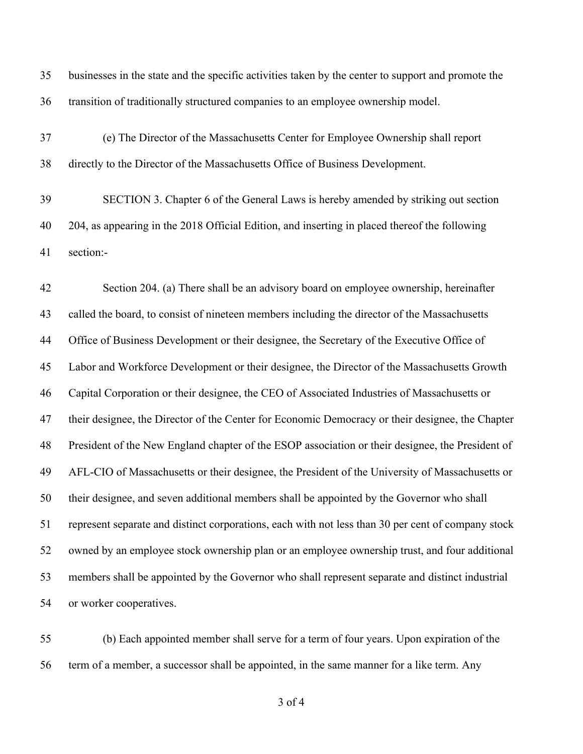businesses in the state and the specific activities taken by the center to support and promote the transition of traditionally structured companies to an employee ownership model.

(e) The Director of the Massachusetts Center for Employee Ownership shall report directly to the Director of the Massachusetts Office of Business Development.

SECTION 3. Chapter 6 of the General Laws is hereby amended by striking out section 204, as appearing in the 2018 Official Edition, and inserting in placed thereof the following section:-

Section 204. (a) There shall be an advisory board on employee ownership, hereinafter called the board, to consist of nineteen members including the director of the Massachusetts Office of Business Development or their designee, the Secretary of the Executive Office of Labor and Workforce Development or their designee, the Director of the Massachusetts Growth Capital Corporation or their designee, the CEO of Associated Industries of Massachusetts or their designee, the Director of the Center for Economic Democracy or their designee, the Chapter President of the New England chapter of the ESOP association or their designee, the President of AFL-CIO of Massachusetts or their designee, the President of the University of Massachusetts or their designee, and seven additional members shall be appointed by the Governor who shall represent separate and distinct corporations, each with not less than 30 per cent of company stock owned by an employee stock ownership plan or an employee ownership trust, and four additional members shall be appointed by the Governor who shall represent separate and distinct industrial or worker cooperatives.

(b) Each appointed member shall serve for a term of four years. Upon expiration of the term of a member, a successor shall be appointed, in the same manner for a like term. Any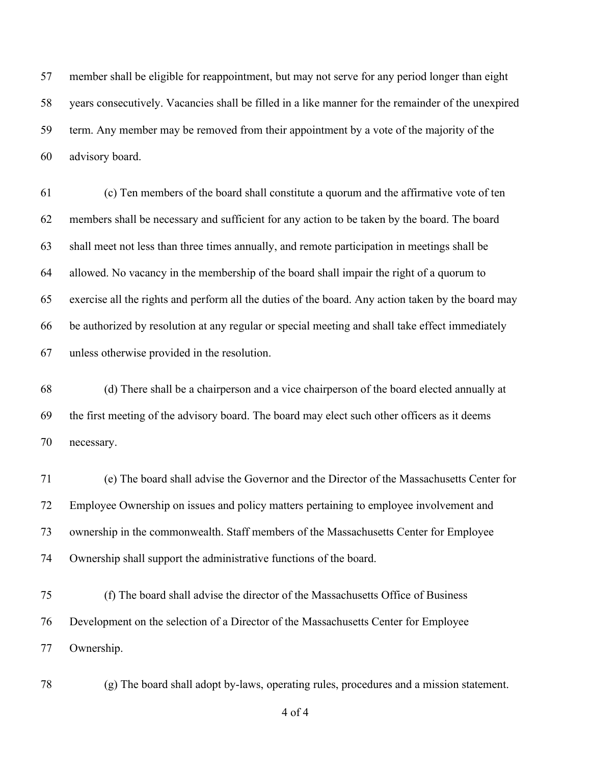member shall be eligible for reappointment, but may not serve for any period longer than eight years consecutively. Vacancies shall be filled in a like manner for the remainder of the unexpired term. Any member may be removed from their appointment by a vote of the majority of the advisory board.

(c) Ten members of the board shall constitute a quorum and the affirmative vote of ten members shall be necessary and sufficient for any action to be taken by the board. The board shall meet not less than three times annually, and remote participation in meetings shall be allowed. No vacancy in the membership of the board shall impair the right of a quorum to exercise all the rights and perform all the duties of the board. Any action taken by the board may be authorized by resolution at any regular or special meeting and shall take effect immediately unless otherwise provided in the resolution.

(d) There shall be a chairperson and a vice chairperson of the board elected annually at the first meeting of the advisory board. The board may elect such other officers as it deems necessary.

(e) The board shall advise the Governor and the Director of the Massachusetts Center for Employee Ownership on issues and policy matters pertaining to employee involvement and ownership in the commonwealth. Staff members of the Massachusetts Center for Employee Ownership shall support the administrative functions of the board.

(f) The board shall advise the director of the Massachusetts Office of Business Development on the selection of a Director of the Massachusetts Center for Employee Ownership.

(g) The board shall adopt by-laws, operating rules, procedures and a mission statement.